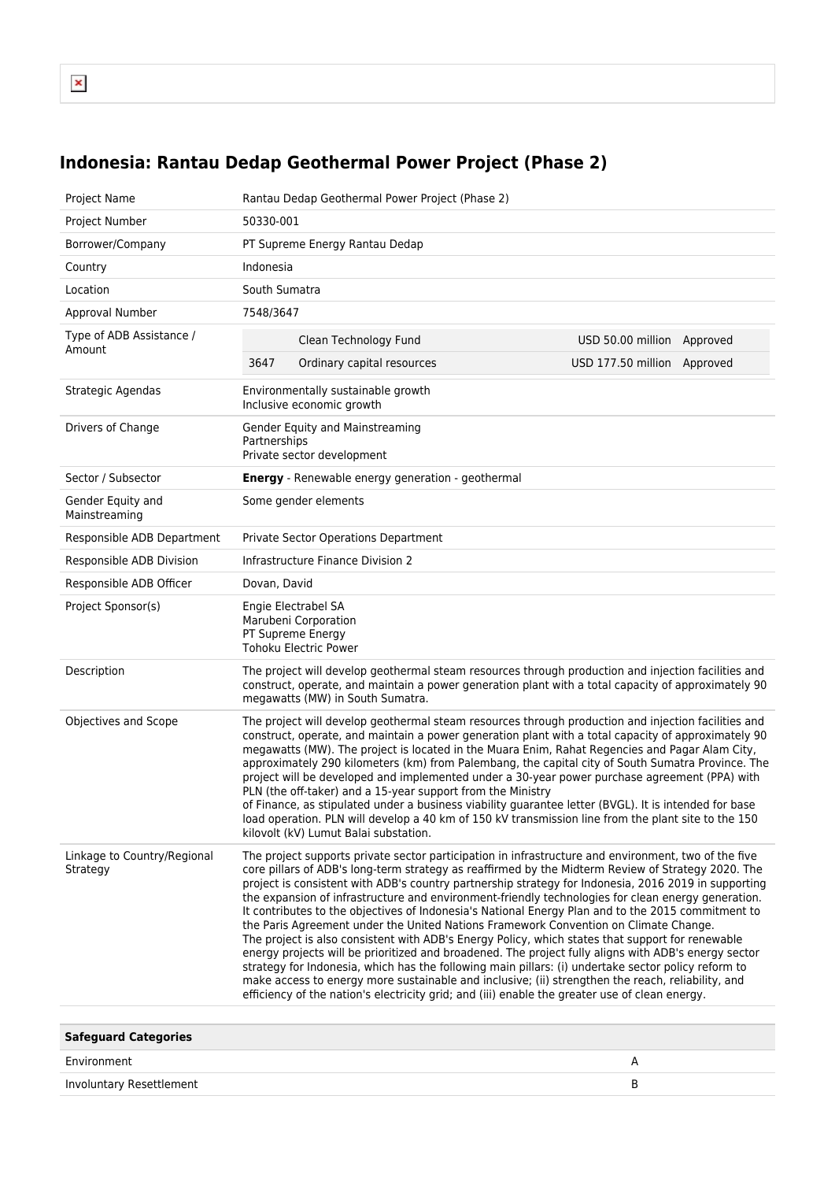# Indonesia: Rantau Dedap Geothermal Power Project (Phase 2)

| | |
|---|---|
| Project Name | Rantau Dedap Geothermal Power Project (Phase 2) |
| Project Number | 50330-001 |
| Borrower/Company | PT Supreme Energy Rantau Dedap |
| Country | Indonesia |
| Location | South Sumatra |
| Approval Number | 7548/3647 |
| Type of ADB Assistance / Amount | Clean Technology Fund — USD 50.00 million — Approved<br>3647 — Ordinary capital resources — USD 177.50 million — Approved |
| Strategic Agendas | Environmentally sustainable growth<br>Inclusive economic growth |
| Drivers of Change | Gender Equity and Mainstreaming<br>Partnerships<br>Private sector development |
| Sector / Subsector | **Energy** - Renewable energy generation - geothermal |
| Gender Equity and Mainstreaming | Some gender elements |
| Responsible ADB Department | Private Sector Operations Department |
| Responsible ADB Division | Infrastructure Finance Division 2 |
| Responsible ADB Officer | Dovan, David |
| Project Sponsor(s) | Engie Electrabel SA<br>Marubeni Corporation<br>PT Supreme Energy<br>Tohoku Electric Power |
| Description | The project will develop geothermal steam resources through production and injection facilities and construct, operate, and maintain a power generation plant with a total capacity of approximately 90 megawatts (MW) in South Sumatra. |
| Objectives and Scope | The project will develop geothermal steam resources through production and injection facilities and construct, operate, and maintain a power generation plant with a total capacity of approximately 90 megawatts (MW). The project is located in the Muara Enim, Rahat Regencies and Pagar Alam City, approximately 290 kilometers (km) from Palembang, the capital city of South Sumatra Province. The project will be developed and implemented under a 30-year power purchase agreement (PPA) with PLN (the off-taker) and a 15-year support from the Ministry of Finance, as stipulated under a business viability guarantee letter (BVGL). It is intended for base load operation. PLN will develop a 40 km of 150 kV transmission line from the plant site to the 150 kilovolt (kV) Lumut Balai substation. |
| Linkage to Country/Regional Strategy | The project supports private sector participation in infrastructure and environment, two of the five core pillars of ADB's long-term strategy as reaffirmed by the Midterm Review of Strategy 2020. The project is consistent with ADB's country partnership strategy for Indonesia, 2016 2019 in supporting the expansion of infrastructure and environment-friendly technologies for clean energy generation. It contributes to the objectives of Indonesia's National Energy Plan and to the 2015 commitment to the Paris Agreement under the United Nations Framework Convention on Climate Change.<br>The project is also consistent with ADB's Energy Policy, which states that support for renewable energy projects will be prioritized and broadened. The project fully aligns with ADB's energy sector strategy for Indonesia, which has the following main pillars: (i) undertake sector policy reform to make access to energy more sustainable and inclusive; (ii) strengthen the reach, reliability, and efficiency of the nation's electricity grid; and (iii) enable the greater use of clean energy. |

| Safeguard Categories | |
|---|---|
| Environment | A |
| Involuntary Resettlement | B |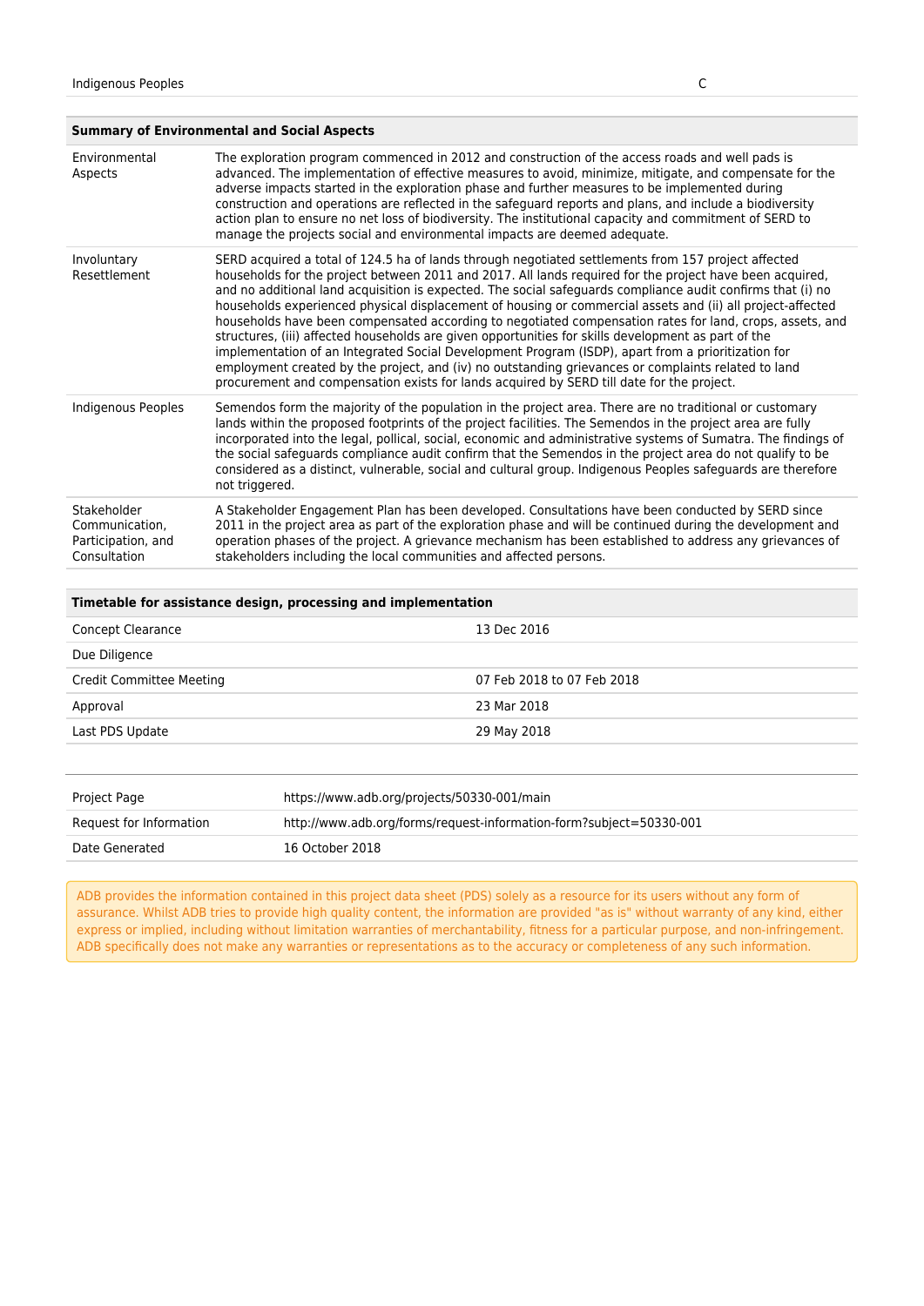| | |
|---|---|
| Indigenous Peoples | C |

| Summary of Environmental and Social Aspects | |
|---|---|
| Environmental Aspects | The exploration program commenced in 2012 and construction of the access roads and well pads is advanced. The implementation of effective measures to avoid, minimize, mitigate, and compensate for the adverse impacts started in the exploration phase and further measures to be implemented during construction and operations are reflected in the safeguard reports and plans, and include a biodiversity action plan to ensure no net loss of biodiversity. The institutional capacity and commitment of SERD to manage the projects social and environmental impacts are deemed adequate. |
| Involuntary Resettlement | SERD acquired a total of 124.5 ha of lands through negotiated settlements from 157 project affected households for the project between 2011 and 2017. All lands required for the project have been acquired, and no additional land acquisition is expected. The social safeguards compliance audit confirms that (i) no households experienced physical displacement of housing or commercial assets and (ii) all project-affected households have been compensated according to negotiated compensation rates for land, crops, assets, and structures, (iii) affected households are given opportunities for skills development as part of the implementation of an Integrated Social Development Program (ISDP), apart from a prioritization for employment created by the project, and (iv) no outstanding grievances or complaints related to land procurement and compensation exists for lands acquired by SERD till date for the project. |
| Indigenous Peoples | Semendos form the majority of the population in the project area. There are no traditional or customary lands within the proposed footprints of the project facilities. The Semendos in the project area are fully incorporated into the legal, pollical, social, economic and administrative systems of Sumatra. The findings of the social safeguards compliance audit confirm that the Semendos in the project area do not qualify to be considered as a distinct, vulnerable, social and cultural group. Indigenous Peoples safeguards are therefore not triggered. |
| Stakeholder Communication, Participation, and Consultation | A Stakeholder Engagement Plan has been developed. Consultations have been conducted by SERD since 2011 in the project area as part of the exploration phase and will be continued during the development and operation phases of the project. A grievance mechanism has been established to address any grievances of stakeholders including the local communities and affected persons. |

| Timetable for assistance design, processing and implementation | |
|---|---|
| Concept Clearance | 13 Dec 2016 |
| Due Diligence | |
| Credit Committee Meeting | 07 Feb 2018 to 07 Feb 2018 |
| Approval | 23 Mar 2018 |
| Last PDS Update | 29 May 2018 |

| | |
|---|---|
| Project Page | https://www.adb.org/projects/50330-001/main |
| Request for Information | http://www.adb.org/forms/request-information-form?subject=50330-001 |
| Date Generated | 16 October 2018 |

ADB provides the information contained in this project data sheet (PDS) solely as a resource for its users without any form of assurance. Whilst ADB tries to provide high quality content, the information are provided "as is" without warranty of any kind, either express or implied, including without limitation warranties of merchantability, fitness for a particular purpose, and non-infringement. ADB specifically does not make any warranties or representations as to the accuracy or completeness of any such information.